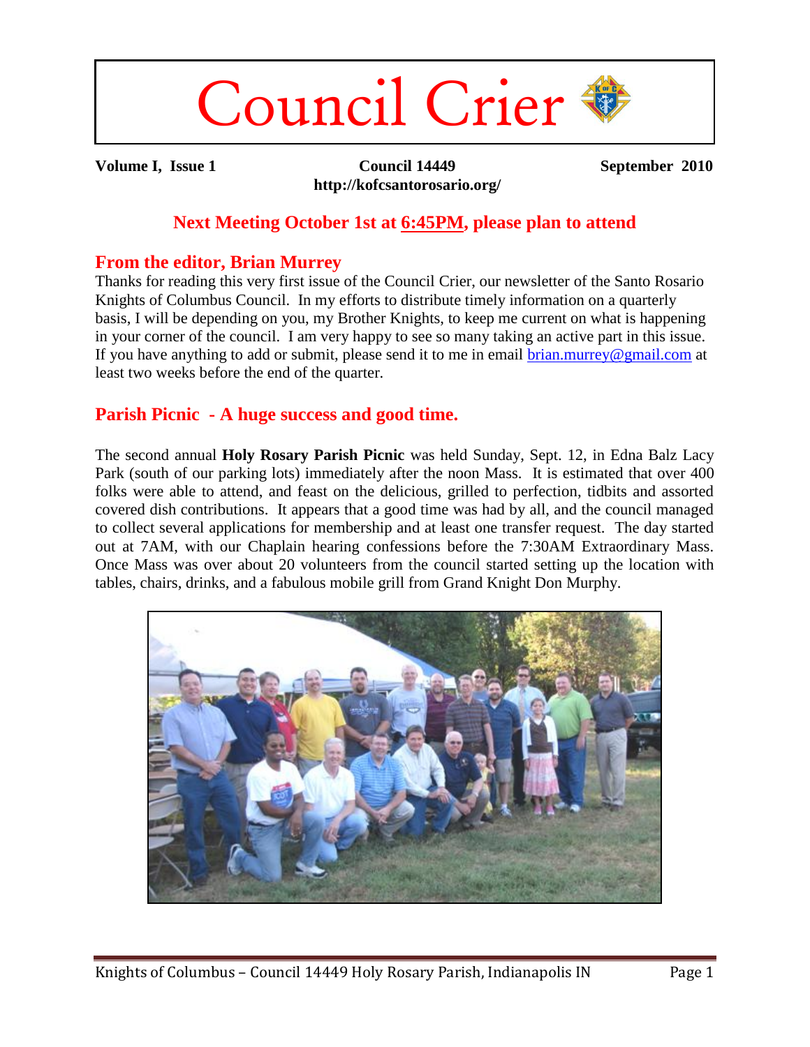# Council Crier

**Volume I, Issue 1** **Council 14449** **September 2010**

**http://kofcsantorosario.org/**

## Next Meeting October 1st at 6:45PM, please plan to attend

## From the editor, Brian Murrey

Thanks for reading this very first issue of the Council Crier, our newsletter of the Santo Rosario Knights of Columbus Council. In my efforts to distribute timely information on a quarterly basis, I will be depending on you, my Brother Knights, to keep me current on what is happening in your corner of the council. I am very happy to see so many taking an active part in this issue. If you have anything to add or submit, please send it to me in email brian.murrey@gmail.com at least two weeks before the end of the quarter.

## Parish Picnic - A huge success and good time.

The second annual **Holy Rosary Parish Picnic** was held Sunday, Sept. 12, in Edna Balz Lacy Park (south of our parking lots) immediately after the noon Mass. It is estimated that over 400 folks were able to attend, and feast on the delicious, grilled to perfection, tidbits and assorted covered dish contributions. It appears that a good time was had by all, and the council managed to collect several applications for membership and at least one transfer request. The day started out at 7AM, with our Chaplain hearing confessions before the 7:30AM Extraordinary Mass. Once Mass was over about 20 volunteers from the council started setting up the location with tables, chairs, drinks, and a fabulous mobile grill from Grand Knight Don Murphy.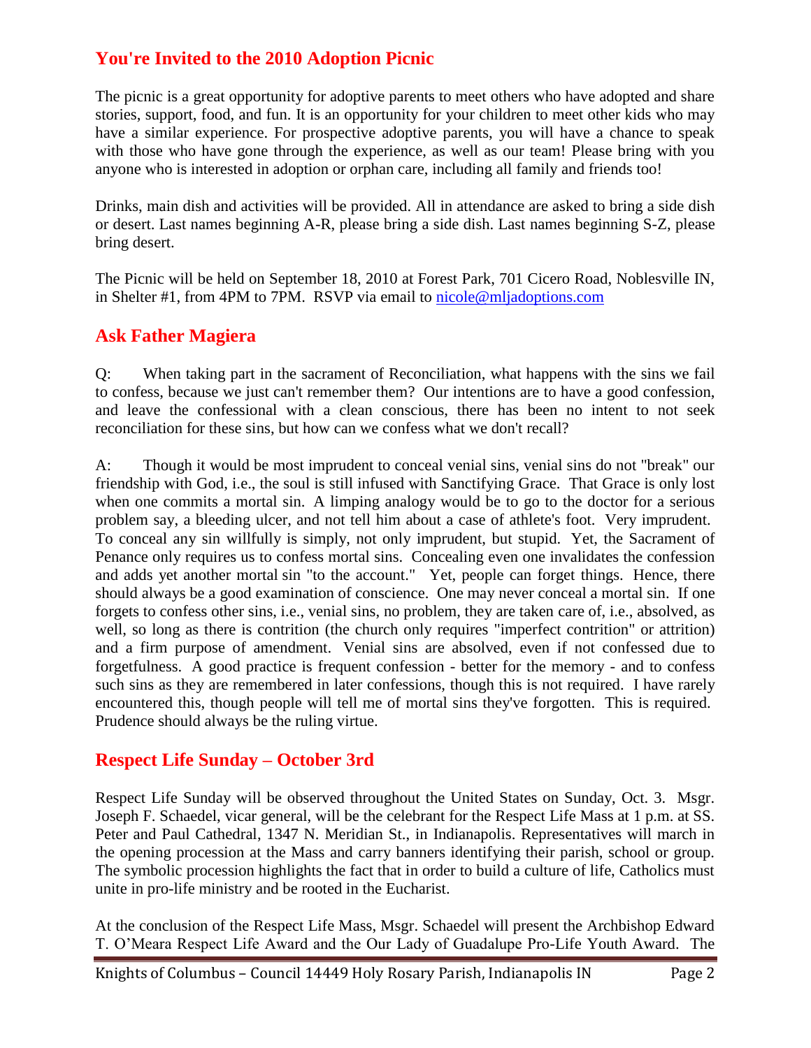## You're Invited to the 2010 Adoption Picnic

The picnic is a great opportunity for adoptive parents to meet others who have adopted and share stories, support, food, and fun. It is an opportunity for your children to meet other kids who may have a similar experience. For prospective adoptive parents, you will have a chance to speak with those who have gone through the experience, as well as our team! Please bring with you anyone who is interested in adoption or orphan care, including all family and friends too!

Drinks, main dish and activities will be provided. All in attendance are asked to bring a side dish or desert. Last names beginning A-R, please bring a side dish. Last names beginning S-Z, please bring desert.

The Picnic will be held on September 18, 2010 at Forest Park, 701 Cicero Road, Noblesville IN, in Shelter #1, from 4PM to 7PM. RSVP via email to nicole@mljadoptions.com

## Ask Father Magiera

Q: When taking part in the sacrament of Reconciliation, what happens with the sins we fail to confess, because we just can't remember them? Our intentions are to have a good confession, and leave the confessional with a clean conscious, there has been no intent to not seek reconciliation for these sins, but how can we confess what we don't recall?

A: Though it would be most imprudent to conceal venial sins, venial sins do not "break" our friendship with God, i.e., the soul is still infused with Sanctifying Grace. That Grace is only lost when one commits a mortal sin. A limping analogy would be to go to the doctor for a serious problem say, a bleeding ulcer, and not tell him about a case of athlete's foot. Very imprudent. To conceal any sin willfully is simply, not only imprudent, but stupid. Yet, the Sacrament of Penance only requires us to confess mortal sins. Concealing even one invalidates the confession and adds yet another mortal sin "to the account." Yet, people can forget things. Hence, there should always be a good examination of conscience. One may never conceal a mortal sin. If one forgets to confess other sins, i.e., venial sins, no problem, they are taken care of, i.e., absolved, as well, so long as there is contrition (the church only requires "imperfect contrition" or attrition) and a firm purpose of amendment. Venial sins are absolved, even if not confessed due to forgetfulness. A good practice is frequent confession - better for the memory - and to confess such sins as they are remembered in later confessions, though this is not required. I have rarely encountered this, though people will tell me of mortal sins they've forgotten. This is required. Prudence should always be the ruling virtue.

## Respect Life Sunday – October 3rd

Respect Life Sunday will be observed throughout the United States on Sunday, Oct. 3. Msgr. Joseph F. Schaedel, vicar general, will be the celebrant for the Respect Life Mass at 1 p.m. at SS. Peter and Paul Cathedral, 1347 N. Meridian St., in Indianapolis. Representatives will march in the opening procession at the Mass and carry banners identifying their parish, school or group. The symbolic procession highlights the fact that in order to build a culture of life, Catholics must unite in pro-life ministry and be rooted in the Eucharist.

At the conclusion of the Respect Life Mass, Msgr. Schaedel will present the Archbishop Edward T. O'Meara Respect Life Award and the Our Lady of Guadalupe Pro-Life Youth Award. The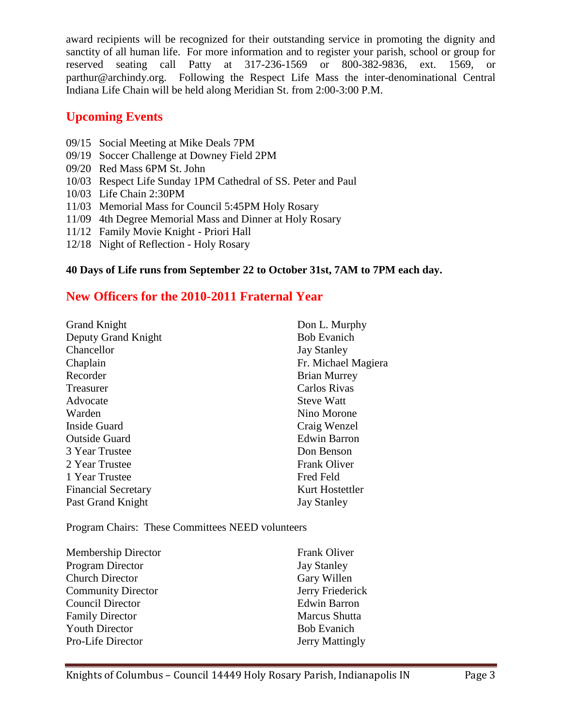award recipients will be recognized for their outstanding service in promoting the dignity and sanctity of all human life. For more information and to register your parish, school or group for reserved seating call Patty at 317-236-1569 or 800-382-9836, ext. 1569, or parthur@archindy.org. Following the Respect Life Mass the inter-denominational Central Indiana Life Chain will be held along Meridian St. from 2:00-3:00 P.M.

## Upcoming Events

09/15 Social Meeting at Mike Deals 7PM
09/19 Soccer Challenge at Downey Field 2PM
09/20 Red Mass 6PM St. John
10/03 Respect Life Sunday 1PM Cathedral of SS. Peter and Paul
10/03 Life Chain 2:30PM
11/03 Memorial Mass for Council 5:45PM Holy Rosary
11/09 4th Degree Memorial Mass and Dinner at Holy Rosary
11/12 Family Movie Knight - Priori Hall
12/18 Night of Reflection - Holy Rosary

**40 Days of Life runs from September 22 to October 31st, 7AM to 7PM each day.**

## New Officers for the 2010-2011 Fraternal Year

| | |
|---|---|
| Grand Knight | Don L. Murphy |
| Deputy Grand Knight | Bob Evanich |
| Chancellor | Jay Stanley |
| Chaplain | Fr. Michael Magiera |
| Recorder | Brian Murrey |
| Treasurer | Carlos Rivas |
| Advocate | Steve Watt |
| Warden | Nino Morone |
| Inside Guard | Craig Wenzel |
| Outside Guard | Edwin Barron |
| 3 Year Trustee | Don Benson |
| 2 Year Trustee | Frank Oliver |
| 1 Year Trustee | Fred Feld |
| Financial Secretary | Kurt Hostettler |
| Past Grand Knight | Jay Stanley |

Program Chairs: These Committees NEED volunteers

| | |
|---|---|
| Membership Director | Frank Oliver |
| Program Director | Jay Stanley |
| Church Director | Gary Willen |
| Community Director | Jerry Friederick |
| Council Director | Edwin Barron |
| Family Director | Marcus Shutta |
| Youth Director | Bob Evanich |
| Pro-Life Director | Jerry Mattingly |